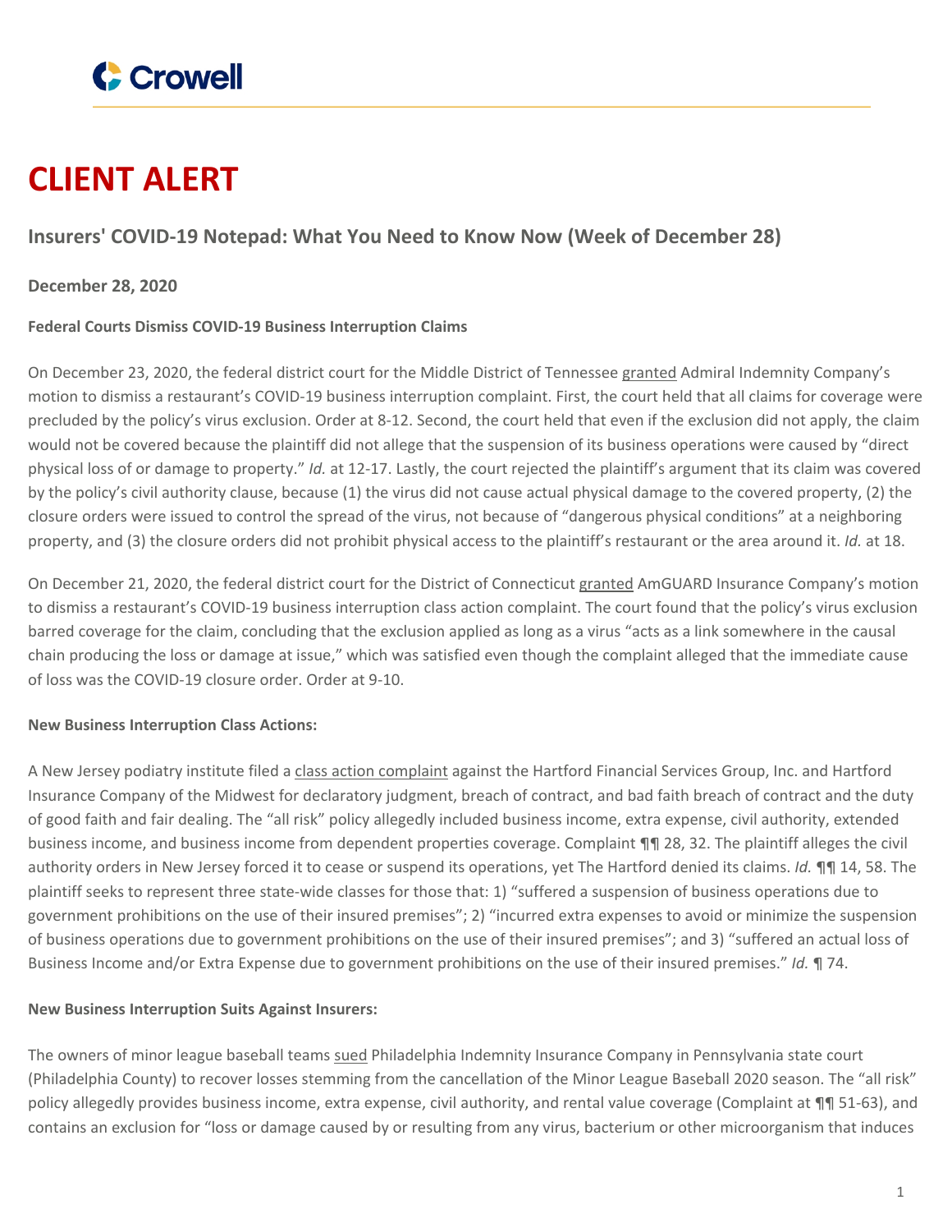# CLIENT ALERT

## Insurers' COVID-19 Notepad: What You Need to Know Now (Week of December 28)

**December 28, 2020**

**Federal Courts Dismiss COVID-19 Business Interruption Claims**

On December 23, 2020, the federal district court for the Middle District of Tennessee granted Admiral Indemnity Company's motion to dismiss a restaurant's COVID-19 business interruption complaint. First, the court held that all claims for coverage were precluded by the policy's virus exclusion. Order at 8-12. Second, the court held that even if the exclusion did not apply, the claim would not be covered because the plaintiff did not allege that the suspension of its business operations were caused by "direct physical loss of or damage to property." *Id.* at 12-17. Lastly, the court rejected the plaintiff's argument that its claim was covered by the policy's civil authority clause, because (1) the virus did not cause actual physical damage to the covered property, (2) the closure orders were issued to control the spread of the virus, not because of "dangerous physical conditions" at a neighboring property, and (3) the closure orders did not prohibit physical access to the plaintiff's restaurant or the area around it. *Id.* at 18.

On December 21, 2020, the federal district court for the District of Connecticut granted AmGUARD Insurance Company's motion to dismiss a restaurant's COVID-19 business interruption class action complaint. The court found that the policy's virus exclusion barred coverage for the claim, concluding that the exclusion applied as long as a virus "acts as a link somewhere in the causal chain producing the loss or damage at issue," which was satisfied even though the complaint alleged that the immediate cause of loss was the COVID-19 closure order. Order at 9-10.

**New Business Interruption Class Actions:**

A New Jersey podiatry institute filed a class action complaint against the Hartford Financial Services Group, Inc. and Hartford Insurance Company of the Midwest for declaratory judgment, breach of contract, and bad faith breach of contract and the duty of good faith and fair dealing. The "all risk" policy allegedly included business income, extra expense, civil authority, extended business income, and business income from dependent properties coverage. Complaint ¶¶ 28, 32. The plaintiff alleges the civil authority orders in New Jersey forced it to cease or suspend its operations, yet The Hartford denied its claims. *Id.* ¶¶ 14, 58. The plaintiff seeks to represent three state-wide classes for those that: 1) "suffered a suspension of business operations due to government prohibitions on the use of their insured premises"; 2) "incurred extra expenses to avoid or minimize the suspension of business operations due to government prohibitions on the use of their insured premises"; and 3) "suffered an actual loss of Business Income and/or Extra Expense due to government prohibitions on the use of their insured premises." *Id.* ¶ 74.

**New Business Interruption Suits Against Insurers:**

The owners of minor league baseball teams sued Philadelphia Indemnity Insurance Company in Pennsylvania state court (Philadelphia County) to recover losses stemming from the cancellation of the Minor League Baseball 2020 season. The "all risk" policy allegedly provides business income, extra expense, civil authority, and rental value coverage (Complaint at ¶¶ 51-63), and contains an exclusion for "loss or damage caused by or resulting from any virus, bacterium or other microorganism that induces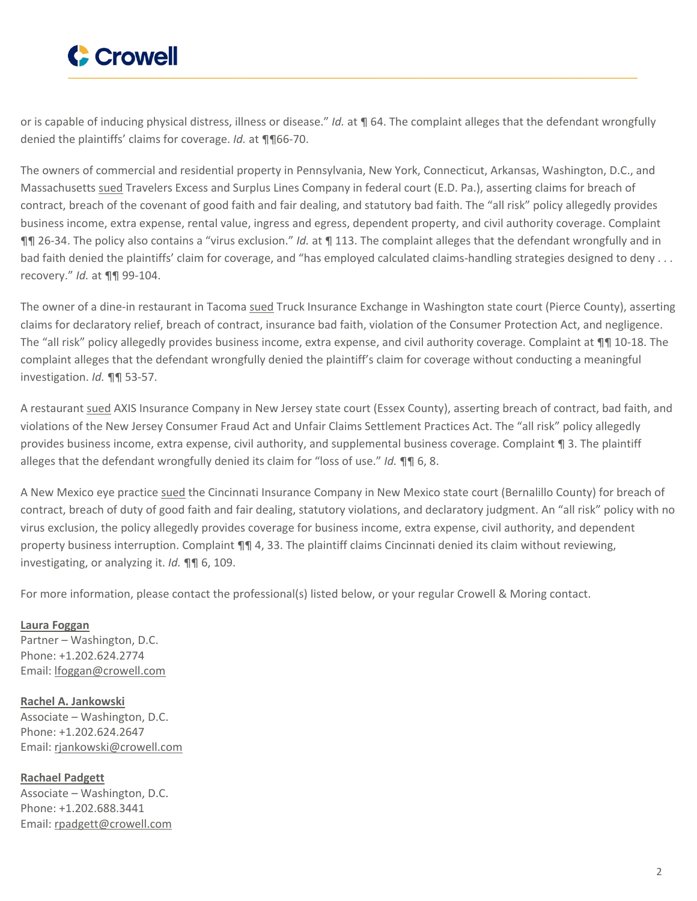or is capable of inducing physical distress, illness or disease." *Id.* at ¶ 64. The complaint alleges that the defendant wrongfully denied the plaintiffs' claims for coverage. *Id.* at ¶¶66-70.

The owners of commercial and residential property in Pennsylvania, New York, Connecticut, Arkansas, Washington, D.C., and Massachusetts sued Travelers Excess and Surplus Lines Company in federal court (E.D. Pa.), asserting claims for breach of contract, breach of the covenant of good faith and fair dealing, and statutory bad faith. The "all risk" policy allegedly provides business income, extra expense, rental value, ingress and egress, dependent property, and civil authority coverage. Complaint ¶¶ 26-34. The policy also contains a "virus exclusion." *Id.* at ¶ 113. The complaint alleges that the defendant wrongfully and in bad faith denied the plaintiffs' claim for coverage, and "has employed calculated claims-handling strategies designed to deny . . . recovery." *Id.* at ¶¶ 99-104.

The owner of a dine-in restaurant in Tacoma sued Truck Insurance Exchange in Washington state court (Pierce County), asserting claims for declaratory relief, breach of contract, insurance bad faith, violation of the Consumer Protection Act, and negligence. The "all risk" policy allegedly provides business income, extra expense, and civil authority coverage. Complaint at ¶¶ 10-18. The complaint alleges that the defendant wrongfully denied the plaintiff's claim for coverage without conducting a meaningful investigation. *Id.* ¶¶ 53-57.

A restaurant sued AXIS Insurance Company in New Jersey state court (Essex County), asserting breach of contract, bad faith, and violations of the New Jersey Consumer Fraud Act and Unfair Claims Settlement Practices Act. The "all risk" policy allegedly provides business income, extra expense, civil authority, and supplemental business coverage. Complaint ¶ 3. The plaintiff alleges that the defendant wrongfully denied its claim for "loss of use." *Id.* ¶¶ 6, 8.

A New Mexico eye practice sued the Cincinnati Insurance Company in New Mexico state court (Bernalillo County) for breach of contract, breach of duty of good faith and fair dealing, statutory violations, and declaratory judgment. An "all risk" policy with no virus exclusion, the policy allegedly provides coverage for business income, extra expense, civil authority, and dependent property business interruption. Complaint ¶¶ 4, 33. The plaintiff claims Cincinnati denied its claim without reviewing, investigating, or analyzing it. *Id.* ¶¶ 6, 109.

For more information, please contact the professional(s) listed below, or your regular Crowell & Moring contact.

**Laura Foggan**
Partner – Washington, D.C.
Phone: +1.202.624.2774
Email: lfoggan@crowell.com

**Rachel A. Jankowski**
Associate – Washington, D.C.
Phone: +1.202.624.2647
Email: rjankowski@crowell.com

**Rachael Padgett**
Associate – Washington, D.C.
Phone: +1.202.688.3441
Email: rpadgett@crowell.com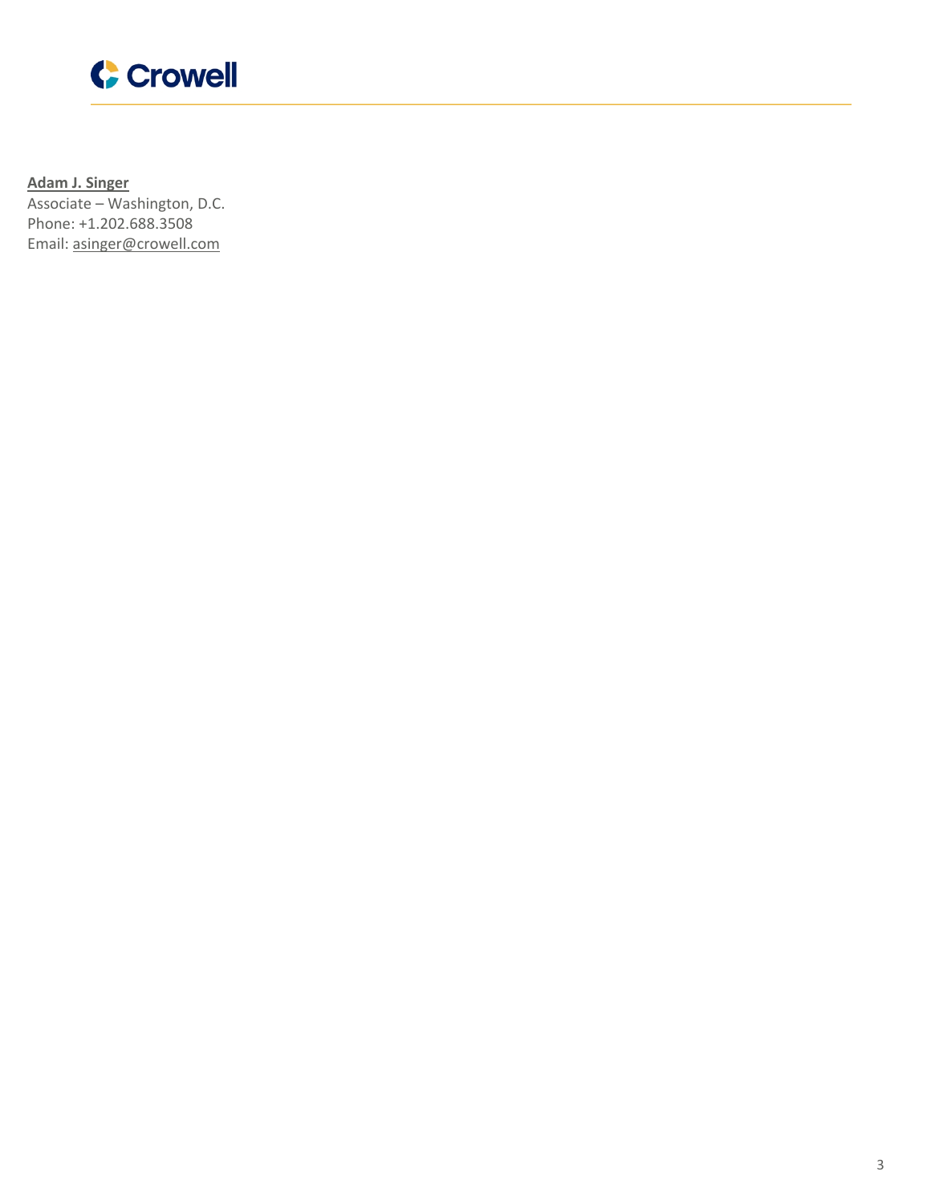**Adam J. Singer**
Associate – Washington, D.C.
Phone: +1.202.688.3508
Email: asinger@crowell.com